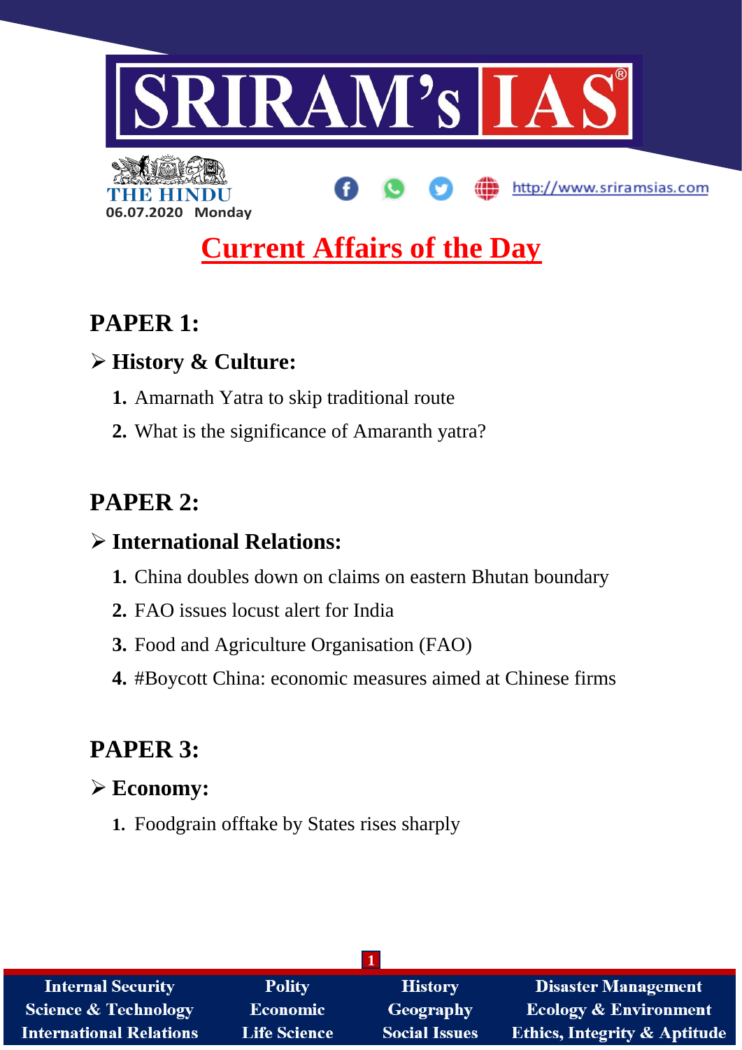THE HINDU
06.07.2020 Monday

http://www.sriramsias.com

# Current Affairs of the Day

## PAPER 1:

### ➢ History & Culture:

1. Amarnath Yatra to skip traditional route
2. What is the significance of Amaranth yatra?

## PAPER 2:

### ➢ International Relations:

1. China doubles down on claims on eastern Bhutan boundary
2. FAO issues locust alert for India
3. Food and Agriculture Organisation (FAO)
4. #Boycott China: economic measures aimed at Chinese firms

## PAPER 3:

### ➢ Economy:

1. Foodgrain offtake by States rises sharply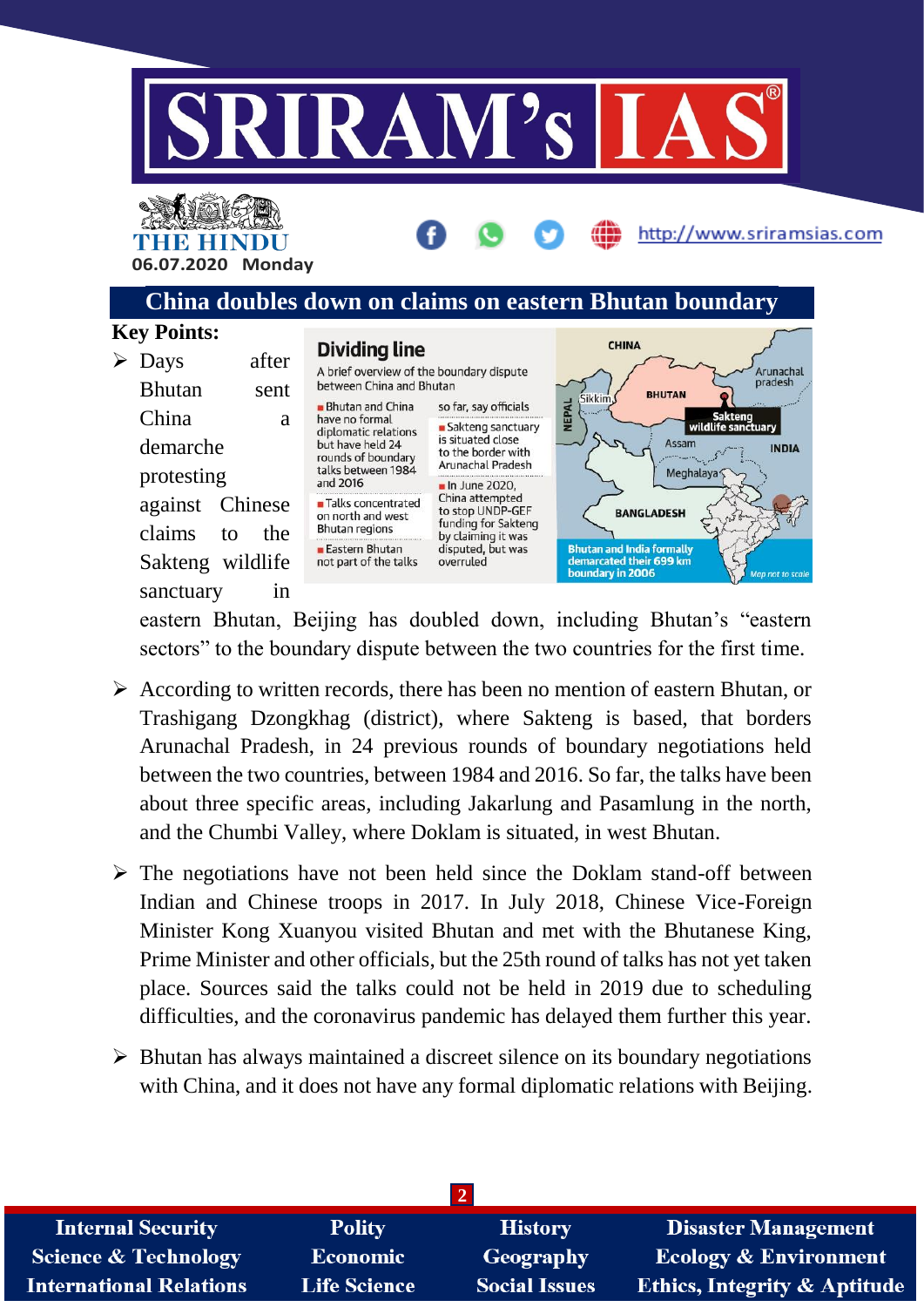## China doubles down on claims on eastern Bhutan boundary

**Key Points:**

- Days after Bhutan sent China a demarche protesting against Chinese claims to the Sakteng wildlife sanctuary in eastern Bhutan, Beijing has doubled down, including Bhutan's "eastern sectors" to the boundary dispute between the two countries for the first time.

**Dividing line**

A brief overview of the boundary dispute between China and Bhutan

- Bhutan and China have no formal diplomatic relations but have held 24 rounds of boundary talks between 1984 and 2016
- Talks concentrated on north and west Bhutan regions
- Eastern Bhutan not part of the talks so far, say officials
- Sakteng sanctuary is situated close to the border with Arunachal Pradesh
- In June 2020, China attempted to stop UNDP-GEF funding for Sakteng by claiming it was disputed, but was overruled

Bhutan and India formally demarcated their 699 km boundary in 2006

- According to written records, there has been no mention of eastern Bhutan, or Trashigang Dzongkhag (district), where Sakteng is based, that borders Arunachal Pradesh, in 24 previous rounds of boundary negotiations held between the two countries, between 1984 and 2016. So far, the talks have been about three specific areas, including Jakarlung and Pasamlung in the north, and the Chumbi Valley, where Doklam is situated, in west Bhutan.
- The negotiations have not been held since the Doklam stand-off between Indian and Chinese troops in 2017. In July 2018, Chinese Vice-Foreign Minister Kong Xuanyou visited Bhutan and met with the Bhutanese King, Prime Minister and other officials, but the 25th round of talks has not yet taken place. Sources said the talks could not be held in 2019 due to scheduling difficulties, and the coronavirus pandemic has delayed them further this year.
- Bhutan has always maintained a discreet silence on its boundary negotiations with China, and it does not have any formal diplomatic relations with Beijing.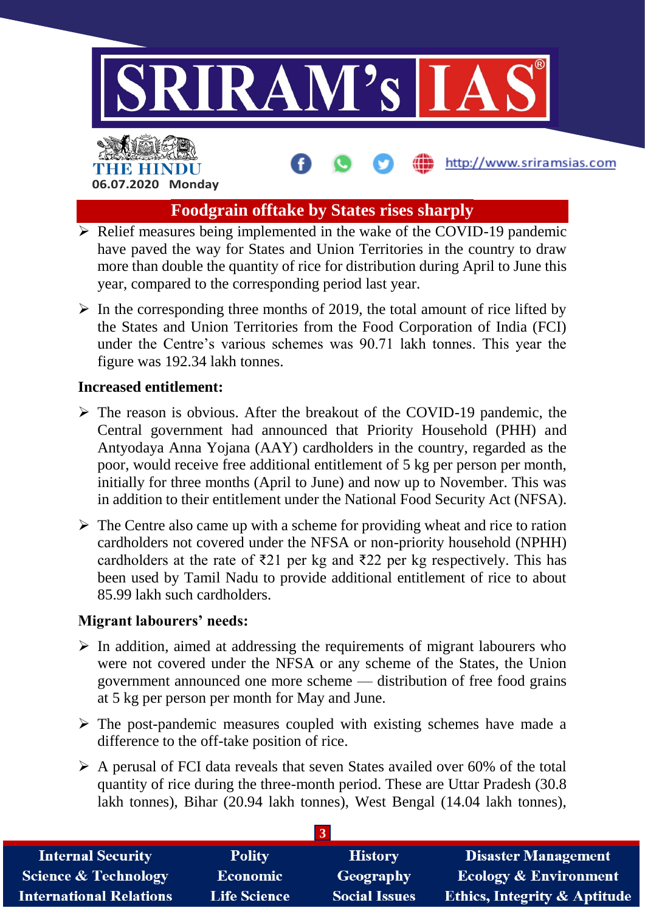## Foodgrain offtake by States rises sharply

- Relief measures being implemented in the wake of the COVID-19 pandemic have paved the way for States and Union Territories in the country to draw more than double the quantity of rice for distribution during April to June this year, compared to the corresponding period last year.
- In the corresponding three months of 2019, the total amount of rice lifted by the States and Union Territories from the Food Corporation of India (FCI) under the Centre's various schemes was 90.71 lakh tonnes. This year the figure was 192.34 lakh tonnes.

**Increased entitlement:**

- The reason is obvious. After the breakout of the COVID-19 pandemic, the Central government had announced that Priority Household (PHH) and Antyodaya Anna Yojana (AAY) cardholders in the country, regarded as the poor, would receive free additional entitlement of 5 kg per person per month, initially for three months (April to June) and now up to November. This was in addition to their entitlement under the National Food Security Act (NFSA).
- The Centre also came up with a scheme for providing wheat and rice to ration cardholders not covered under the NFSA or non-priority household (NPHH) cardholders at the rate of ₹21 per kg and ₹22 per kg respectively. This has been used by Tamil Nadu to provide additional entitlement of rice to about 85.99 lakh such cardholders.

**Migrant labourers' needs:**

- In addition, aimed at addressing the requirements of migrant labourers who were not covered under the NFSA or any scheme of the States, the Union government announced one more scheme — distribution of free food grains at 5 kg per person per month for May and June.
- The post-pandemic measures coupled with existing schemes have made a difference to the off-take position of rice.
- A perusal of FCI data reveals that seven States availed over 60% of the total quantity of rice during the three-month period. These are Uttar Pradesh (30.8 lakh tonnes), Bihar (20.94 lakh tonnes), West Bengal (14.04 lakh tonnes),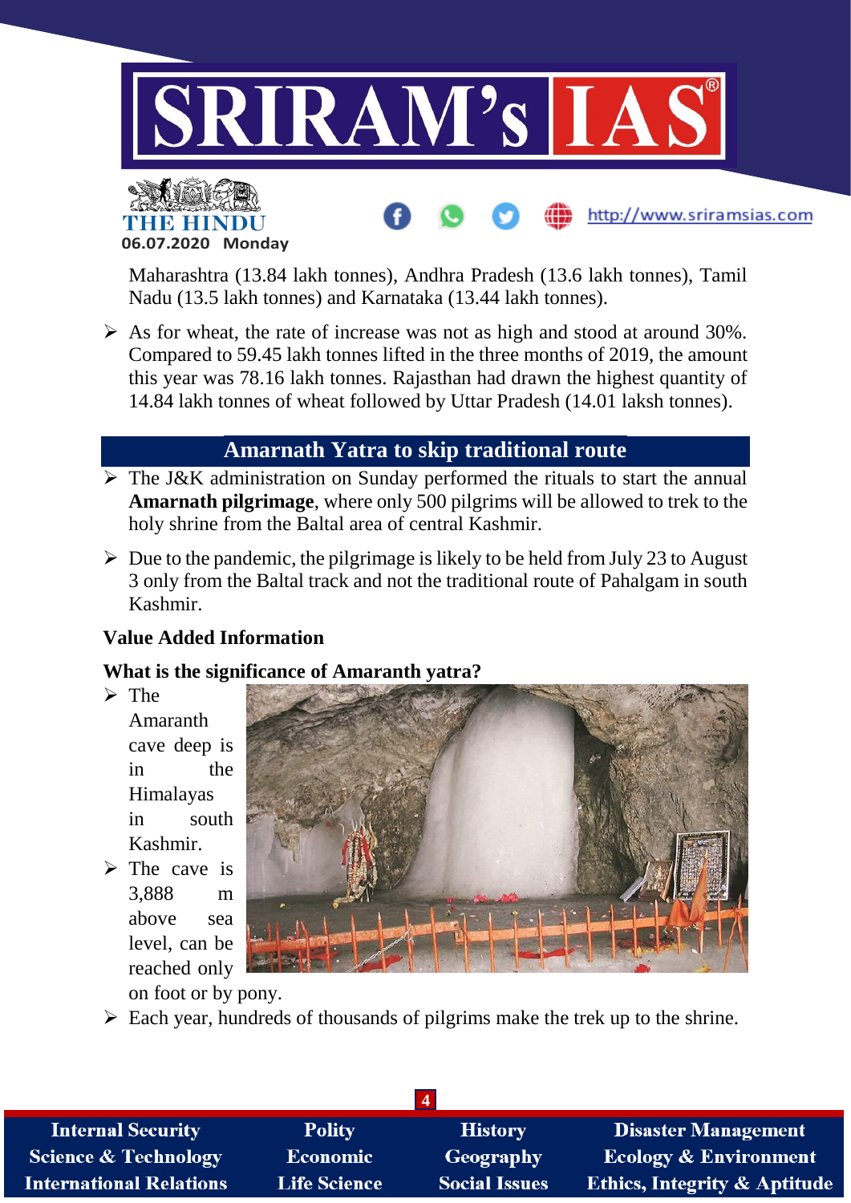Maharashtra (13.84 lakh tonnes), Andhra Pradesh (13.6 lakh tonnes), Tamil Nadu (13.5 lakh tonnes) and Karnataka (13.44 lakh tonnes).

- As for wheat, the rate of increase was not as high and stood at around 30%. Compared to 59.45 lakh tonnes lifted in the three months of 2019, the amount this year was 78.16 lakh tonnes. Rajasthan had drawn the highest quantity of 14.84 lakh tonnes of wheat followed by Uttar Pradesh (14.01 laksh tonnes).

## Amarnath Yatra to skip traditional route

- The J&K administration on Sunday performed the rituals to start the annual **Amarnath pilgrimage**, where only 500 pilgrims will be allowed to trek to the holy shrine from the Baltal area of central Kashmir.
- Due to the pandemic, the pilgrimage is likely to be held from July 23 to August 3 only from the Baltal track and not the traditional route of Pahalgam in south Kashmir.

### Value Added Information

**What is the significance of Amaranth yatra?**

- The Amaranth cave deep is in the Himalayas in south Kashmir.
- The cave is 3,888 m above sea level, can be reached only on foot or by pony.
- Each year, hundreds of thousands of pilgrims make the trek up to the shrine.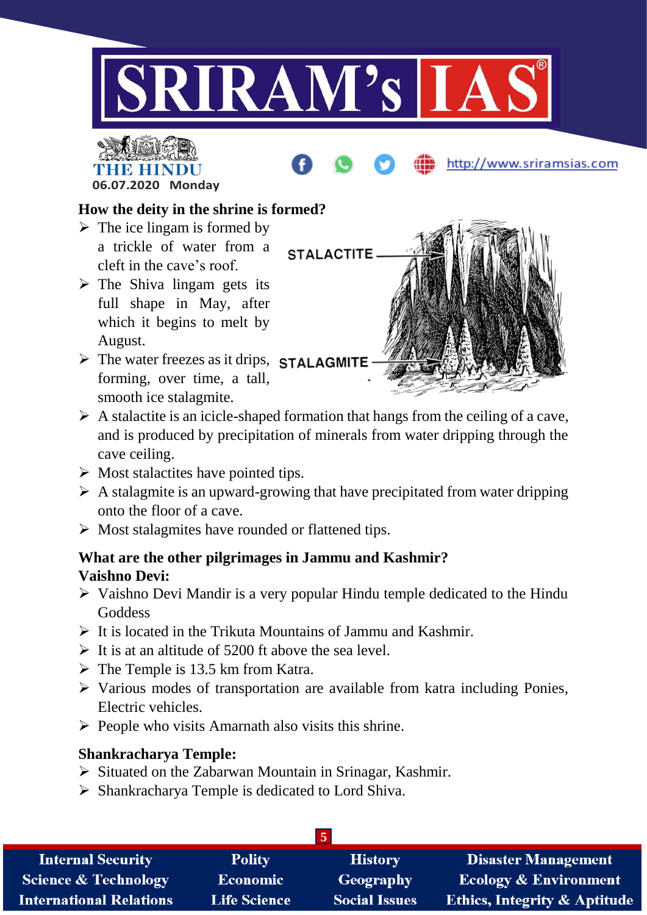**How the deity in the shrine is formed?**

- The ice lingam is formed by a trickle of water from a cleft in the cave's roof.
- The Shiva lingam gets its full shape in May, after which it begins to melt by August.
- The water freezes as it drips, forming, over time, a tall, smooth ice stalagmite.
- A stalactite is an icicle-shaped formation that hangs from the ceiling of a cave, and is produced by precipitation of minerals from water dripping through the cave ceiling.
- Most stalactites have pointed tips.
- A stalagmite is an upward-growing that have precipitated from water dripping onto the floor of a cave.
- Most stalagmites have rounded or flattened tips.

**What are the other pilgrimages in Jammu and Kashmir?**

**Vaishno Devi:**

- Vaishno Devi Mandir is a very popular Hindu temple dedicated to the Hindu Goddess
- It is located in the Trikuta Mountains of Jammu and Kashmir.
- It is at an altitude of 5200 ft above the sea level.
- The Temple is 13.5 km from Katra.
- Various modes of transportation are available from katra including Ponies, Electric vehicles.
- People who visits Amarnath also visits this shrine.

**Shankracharya Temple:**

- Situated on the Zabarwan Mountain in Srinagar, Kashmir.
- Shankracharya Temple is dedicated to Lord Shiva.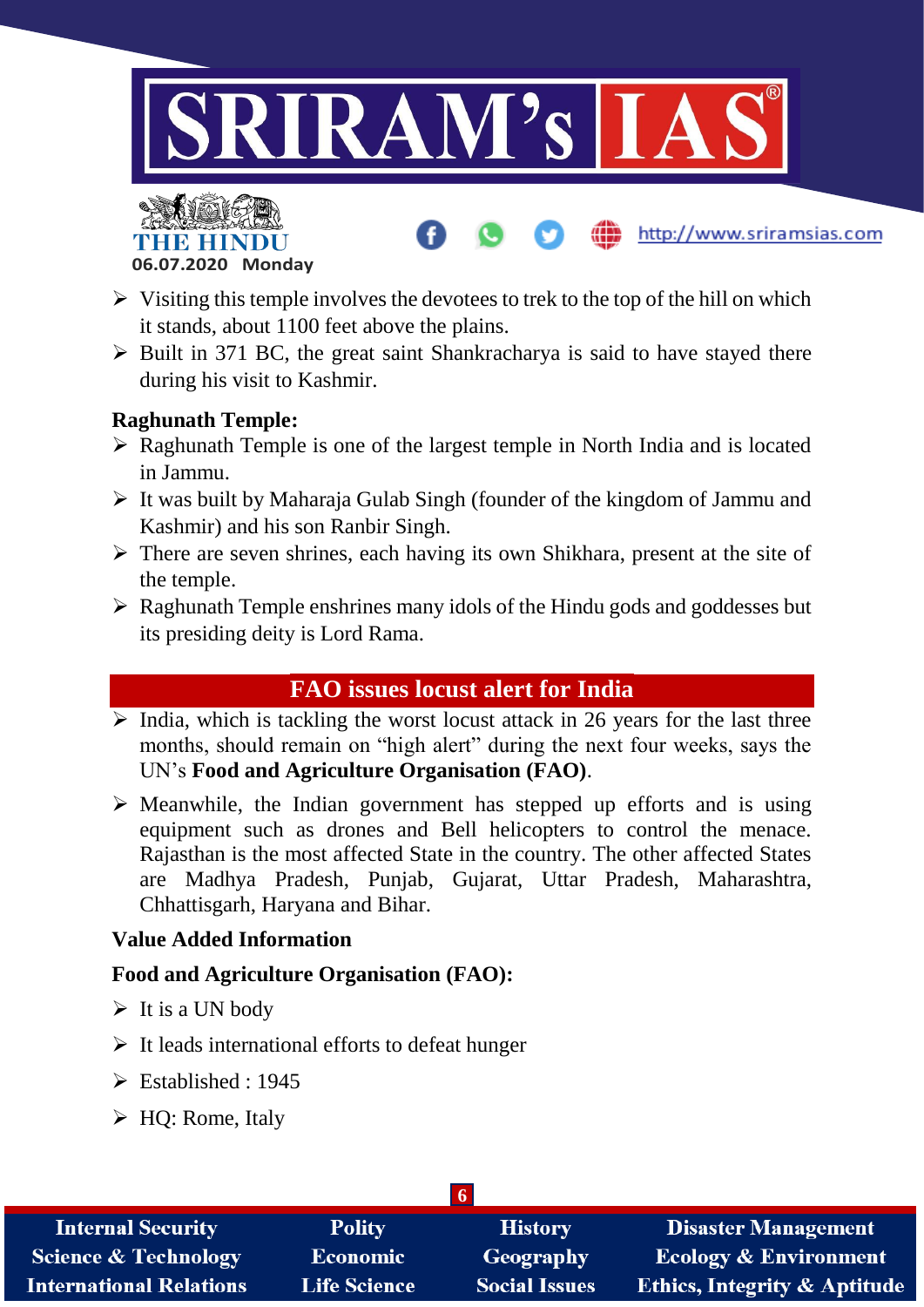- Visiting this temple involves the devotees to trek to the top of the hill on which it stands, about 1100 feet above the plains.
- Built in 371 BC, the great saint Shankracharya is said to have stayed there during his visit to Kashmir.

**Raghunath Temple:**

- Raghunath Temple is one of the largest temple in North India and is located in Jammu.
- It was built by Maharaja Gulab Singh (founder of the kingdom of Jammu and Kashmir) and his son Ranbir Singh.
- There are seven shrines, each having its own Shikhara, present at the site of the temple.
- Raghunath Temple enshrines many idols of the Hindu gods and goddesses but its presiding deity is Lord Rama.

## FAO issues locust alert for India

- India, which is tackling the worst locust attack in 26 years for the last three months, should remain on "high alert" during the next four weeks, says the UN's **Food and Agriculture Organisation (FAO)**.
- Meanwhile, the Indian government has stepped up efforts and is using equipment such as drones and Bell helicopters to control the menace. Rajasthan is the most affected State in the country. The other affected States are Madhya Pradesh, Punjab, Gujarat, Uttar Pradesh, Maharashtra, Chhattisgarh, Haryana and Bihar.

**Value Added Information**

**Food and Agriculture Organisation (FAO):**

- It is a UN body
- It leads international efforts to defeat hunger
- Established : 1945
- HQ: Rome, Italy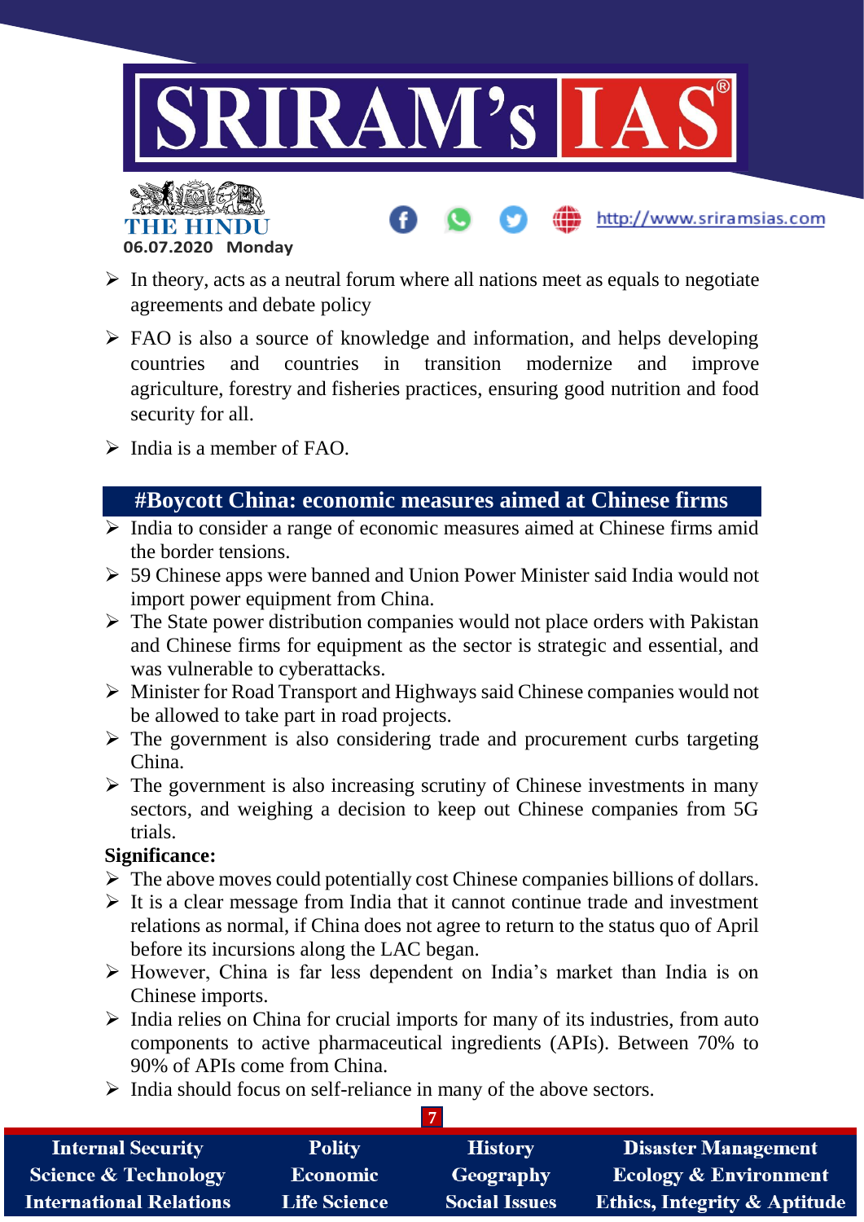- In theory, acts as a neutral forum where all nations meet as equals to negotiate agreements and debate policy
- FAO is also a source of knowledge and information, and helps developing countries and countries in transition modernize and improve agriculture, forestry and fisheries practices, ensuring good nutrition and food security for all.
- India is a member of FAO.

## #Boycott China: economic measures aimed at Chinese firms

- India to consider a range of economic measures aimed at Chinese firms amid the border tensions.
- 59 Chinese apps were banned and Union Power Minister said India would not import power equipment from China.
- The State power distribution companies would not place orders with Pakistan and Chinese firms for equipment as the sector is strategic and essential, and was vulnerable to cyberattacks.
- Minister for Road Transport and Highways said Chinese companies would not be allowed to take part in road projects.
- The government is also considering trade and procurement curbs targeting China.
- The government is also increasing scrutiny of Chinese investments in many sectors, and weighing a decision to keep out Chinese companies from 5G trials.

**Significance:**

- The above moves could potentially cost Chinese companies billions of dollars.
- It is a clear message from India that it cannot continue trade and investment relations as normal, if China does not agree to return to the status quo of April before its incursions along the LAC began.
- However, China is far less dependent on India's market than India is on Chinese imports.
- India relies on China for crucial imports for many of its industries, from auto components to active pharmaceutical ingredients (APIs). Between 70% to 90% of APIs come from China.
- India should focus on self-reliance in many of the above sectors.